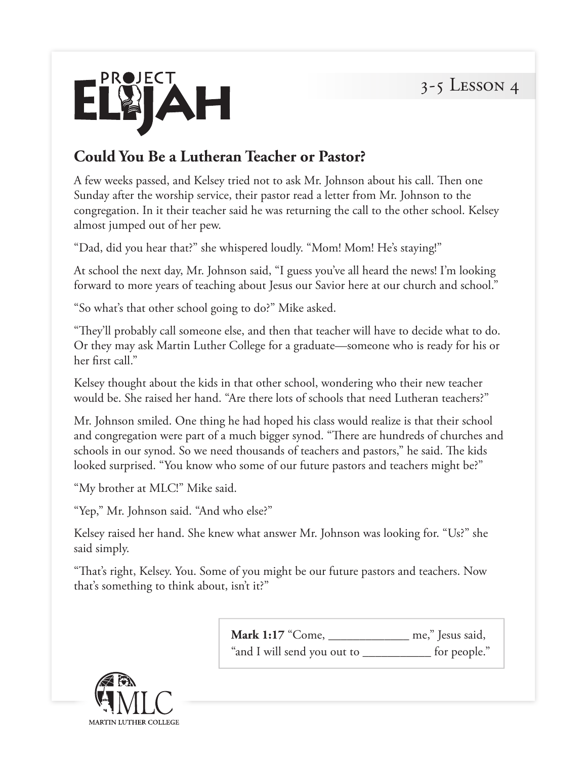PROJECT ELIJAH

3-5 Lesson 4

## Could You Be a Lutheran Teacher or Pastor?

A few weeks passed, and Kelsey tried not to ask Mr. Johnson about his call. Then one Sunday after the worship service, their pastor read a letter from Mr. Johnson to the congregation. In it their teacher said he was returning the call to the other school. Kelsey almost jumped out of her pew.

"Dad, did you hear that?" she whispered loudly. "Mom! Mom! He's staying!"

At school the next day, Mr. Johnson said, "I guess you've all heard the news! I'm looking forward to more years of teaching about Jesus our Savior here at our church and school."

"So what's that other school going to do?" Mike asked.

"They'll probably call someone else, and then that teacher will have to decide what to do. Or they may ask Martin Luther College for a graduate—someone who is ready for his or her first call."

Kelsey thought about the kids in that other school, wondering who their new teacher would be. She raised her hand. "Are there lots of schools that need Lutheran teachers?"

Mr. Johnson smiled. One thing he had hoped his class would realize is that their school and congregation were part of a much bigger synod. "There are hundreds of churches and schools in our synod. So we need thousands of teachers and pastors," he said. The kids looked surprised. "You know who some of our future pastors and teachers might be?"

"My brother at MLC!" Mike said.

"Yep," Mr. Johnson said. "And who else?"

Kelsey raised her hand. She knew what answer Mr. Johnson was looking for. "Us?" she said simply.

"That's right, Kelsey. You. Some of you might be our future pastors and teachers. Now that's something to think about, isn't it?"

**Mark 1:17** "Come, _____________ me," Jesus said, "and I will send you out to ___________ for people."

MLC
MARTIN LUTHER COLLEGE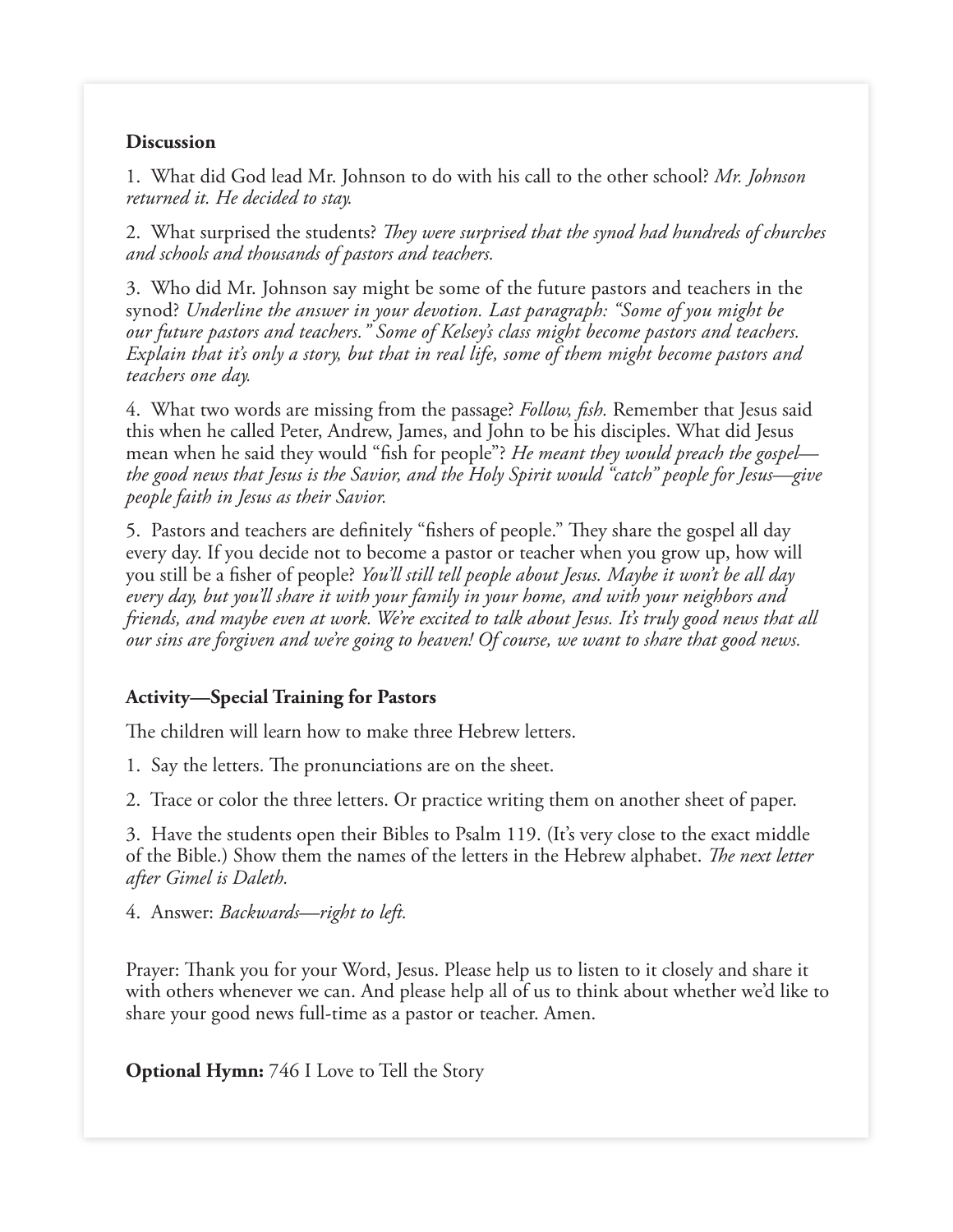**Discussion**

1. What did God lead Mr. Johnson to do with his call to the other school? *Mr. Johnson returned it. He decided to stay.*

2. What surprised the students? *They were surprised that the synod had hundreds of churches and schools and thousands of pastors and teachers.*

3. Who did Mr. Johnson say might be some of the future pastors and teachers in the synod? *Underline the answer in your devotion. Last paragraph: "Some of you might be our future pastors and teachers." Some of Kelsey's class might become pastors and teachers. Explain that it's only a story, but that in real life, some of them might become pastors and teachers one day.*

4. What two words are missing from the passage? *Follow, fish.* Remember that Jesus said this when he called Peter, Andrew, James, and John to be his disciples. What did Jesus mean when he said they would "fish for people"? *He meant they would preach the gospel—the good news that Jesus is the Savior, and the Holy Spirit would "catch" people for Jesus—give people faith in Jesus as their Savior.*

5. Pastors and teachers are definitely "fishers of people." They share the gospel all day every day. If you decide not to become a pastor or teacher when you grow up, how will you still be a fisher of people? *You'll still tell people about Jesus. Maybe it won't be all day every day, but you'll share it with your family in your home, and with your neighbors and friends, and maybe even at work. We're excited to talk about Jesus. It's truly good news that all our sins are forgiven and we're going to heaven! Of course, we want to share that good news.*

**Activity—Special Training for Pastors**

The children will learn how to make three Hebrew letters.

1. Say the letters. The pronunciations are on the sheet.

2. Trace or color the three letters. Or practice writing them on another sheet of paper.

3. Have the students open their Bibles to Psalm 119. (It's very close to the exact middle of the Bible.) Show them the names of the letters in the Hebrew alphabet. *The next letter after Gimel is Daleth.*

4. Answer: *Backwards—right to left.*

Prayer: Thank you for your Word, Jesus. Please help us to listen to it closely and share it with others whenever we can. And please help all of us to think about whether we'd like to share your good news full-time as a pastor or teacher. Amen.

**Optional Hymn:** 746 I Love to Tell the Story